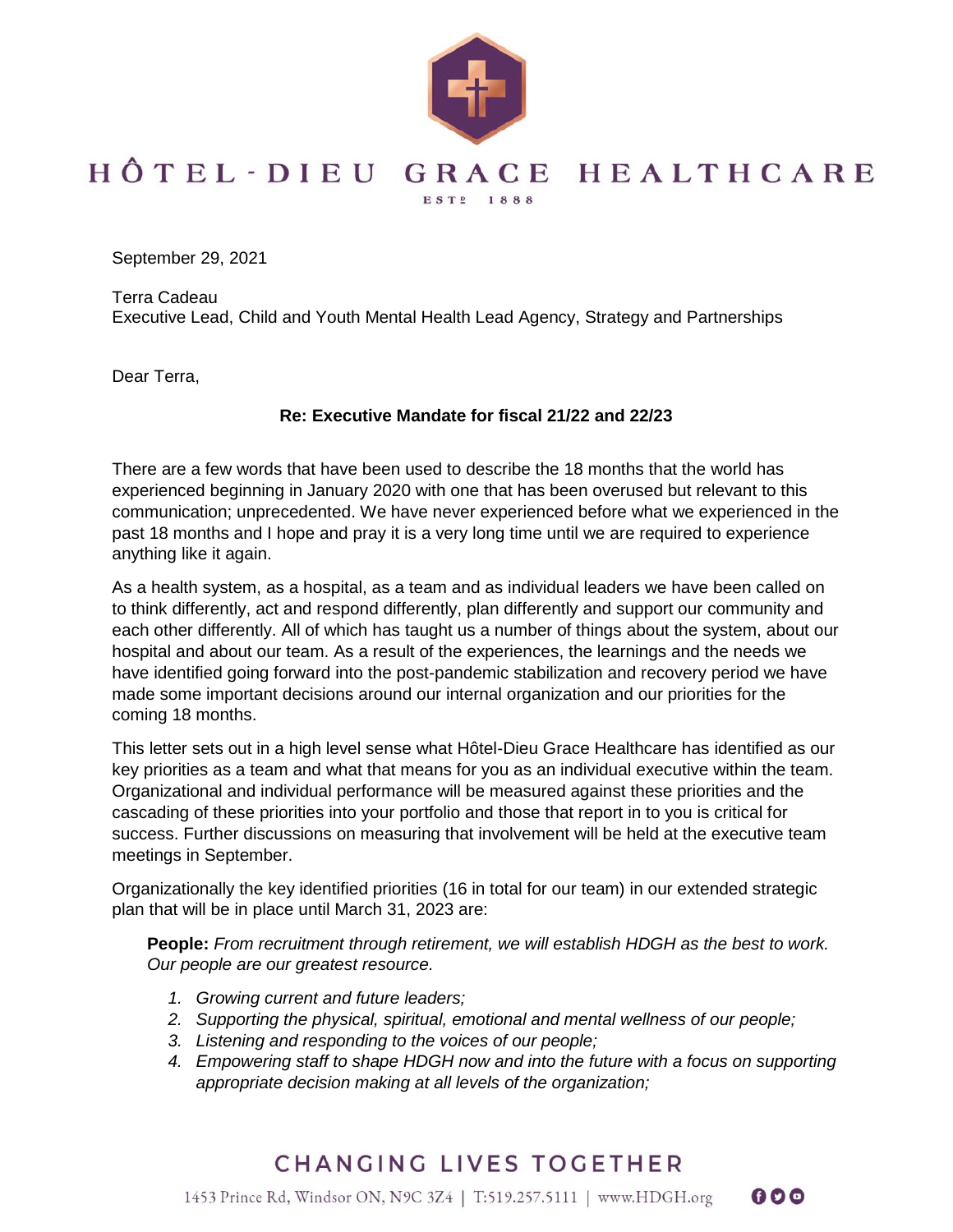# HÔTEL-DIEU GRACE HEALTHCARE

ESTD 1888

September 29, 2021

Terra Cadeau
Executive Lead, Child and Youth Mental Health Lead Agency, Strategy and Partnerships

Dear Terra,

**Re: Executive Mandate for fiscal 21/22 and 22/23**

There are a few words that have been used to describe the 18 months that the world has experienced beginning in January 2020 with one that has been overused but relevant to this communication; unprecedented. We have never experienced before what we experienced in the past 18 months and I hope and pray it is a very long time until we are required to experience anything like it again.

As a health system, as a hospital, as a team and as individual leaders we have been called on to think differently, act and respond differently, plan differently and support our community and each other differently. All of which has taught us a number of things about the system, about our hospital and about our team. As a result of the experiences, the learnings and the needs we have identified going forward into the post-pandemic stabilization and recovery period we have made some important decisions around our internal organization and our priorities for the coming 18 months.

This letter sets out in a high level sense what Hôtel-Dieu Grace Healthcare has identified as our key priorities as a team and what that means for you as an individual executive within the team. Organizational and individual performance will be measured against these priorities and the cascading of these priorities into your portfolio and those that report in to you is critical for success. Further discussions on measuring that involvement will be held at the executive team meetings in September.

Organizationally the key identified priorities (16 in total for our team) in our extended strategic plan that will be in place until March 31, 2023 are:

**People:** *From recruitment through retirement, we will establish HDGH as the best to work. Our people are our greatest resource.*

1. *Growing current and future leaders;*
2. *Supporting the physical, spiritual, emotional and mental wellness of our people;*
3. *Listening and responding to the voices of our people;*
4. *Empowering staff to shape HDGH now and into the future with a focus on supporting appropriate decision making at all levels of the organization;*

CHANGING LIVES TOGETHER

1453 Prince Rd, Windsor ON, N9C 3Z4 | T:519.257.5111 | www.HDGH.org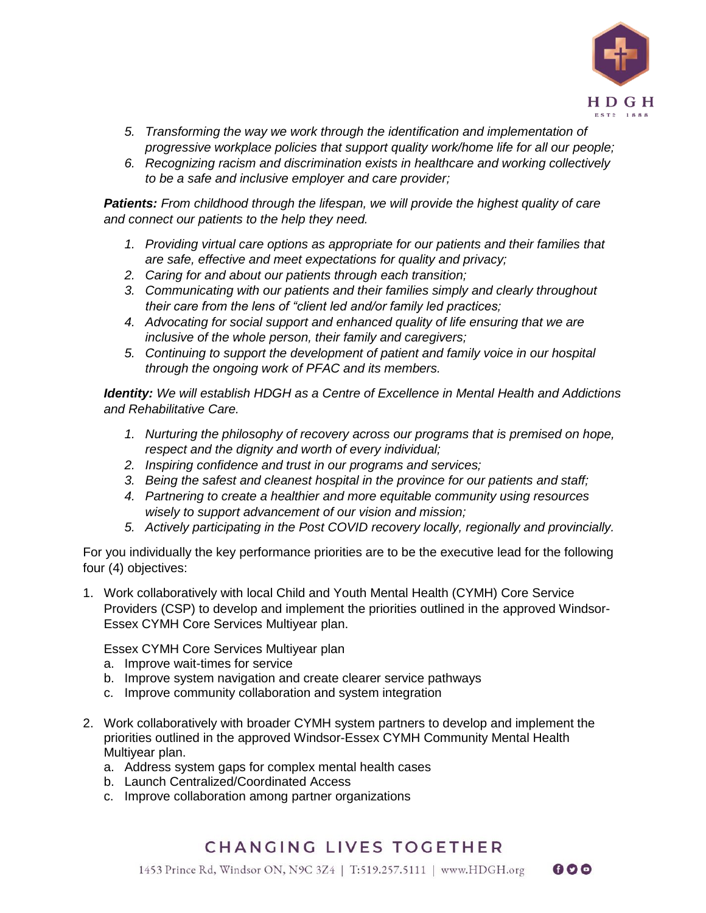5. *Transforming the way we work through the identification and implementation of progressive workplace policies that support quality work/home life for all our people;*
6. *Recognizing racism and discrimination exists in healthcare and working collectively to be a safe and inclusive employer and care provider;*

***Patients:*** *From childhood through the lifespan, we will provide the highest quality of care and connect our patients to the help they need.*

1. *Providing virtual care options as appropriate for our patients and their families that are safe, effective and meet expectations for quality and privacy;*
2. *Caring for and about our patients through each transition;*
3. *Communicating with our patients and their families simply and clearly throughout their care from the lens of "client led and/or family led practices;*
4. *Advocating for social support and enhanced quality of life ensuring that we are inclusive of the whole person, their family and caregivers;*
5. *Continuing to support the development of patient and family voice in our hospital through the ongoing work of PFAC and its members.*

***Identity:*** *We will establish HDGH as a Centre of Excellence in Mental Health and Addictions and Rehabilitative Care.*

1. *Nurturing the philosophy of recovery across our programs that is premised on hope, respect and the dignity and worth of every individual;*
2. *Inspiring confidence and trust in our programs and services;*
3. *Being the safest and cleanest hospital in the province for our patients and staff;*
4. *Partnering to create a healthier and more equitable community using resources wisely to support advancement of our vision and mission;*
5. *Actively participating in the Post COVID recovery locally, regionally and provincially.*

For you individually the key performance priorities are to be the executive lead for the following four (4) objectives:

1. Work collaboratively with local Child and Youth Mental Health (CYMH) Core Service Providers (CSP) to develop and implement the priorities outlined in the approved Windsor-Essex CYMH Core Services Multiyear plan.

   Essex CYMH Core Services Multiyear plan
   a. Improve wait-times for service
   b. Improve system navigation and create clearer service pathways
   c. Improve community collaboration and system integration

2. Work collaboratively with broader CYMH system partners to develop and implement the priorities outlined in the approved Windsor-Essex CYMH Community Mental Health Multiyear plan.
   a. Address system gaps for complex mental health cases
   b. Launch Centralized/Coordinated Access
   c. Improve collaboration among partner organizations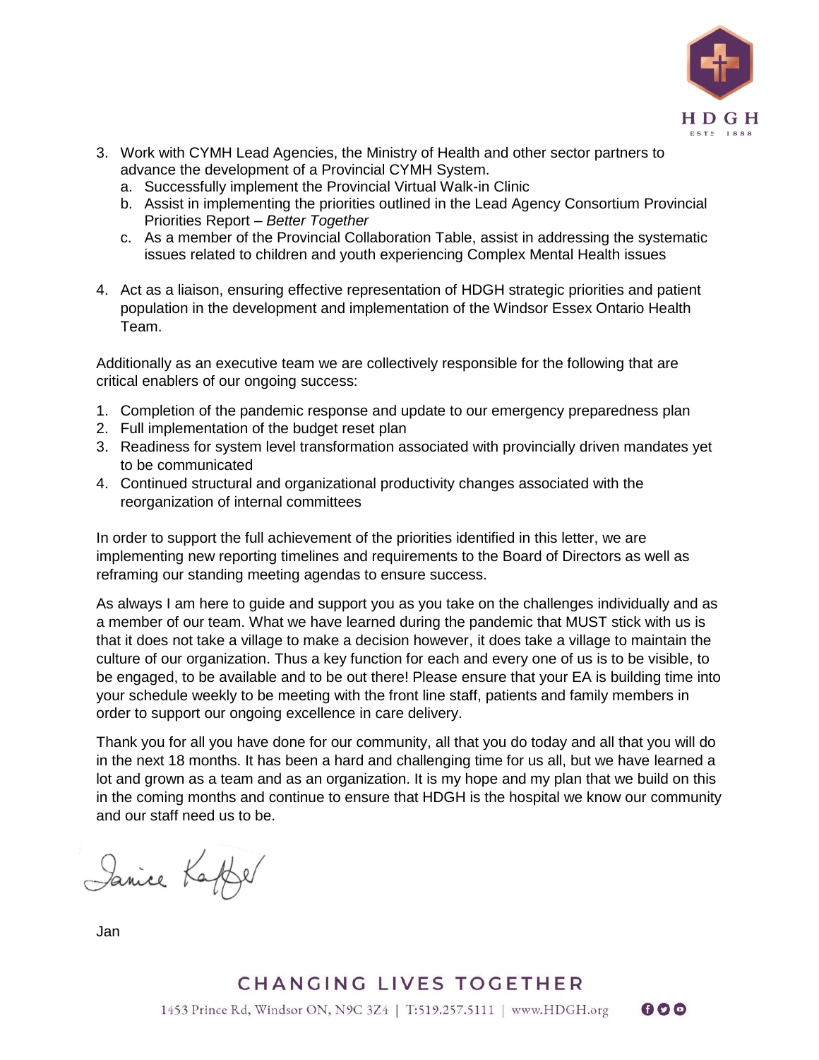3. Work with CYMH Lead Agencies, the Ministry of Health and other sector partners to advance the development of a Provincial CYMH System.
   a. Successfully implement the Provincial Virtual Walk-in Clinic
   b. Assist in implementing the priorities outlined in the Lead Agency Consortium Provincial Priorities Report – *Better Together*
   c. As a member of the Provincial Collaboration Table, assist in addressing the systematic issues related to children and youth experiencing Complex Mental Health issues

4. Act as a liaison, ensuring effective representation of HDGH strategic priorities and patient population in the development and implementation of the Windsor Essex Ontario Health Team.

Additionally as an executive team we are collectively responsible for the following that are critical enablers of our ongoing success:

1. Completion of the pandemic response and update to our emergency preparedness plan
2. Full implementation of the budget reset plan
3. Readiness for system level transformation associated with provincially driven mandates yet to be communicated
4. Continued structural and organizational productivity changes associated with the reorganization of internal committees

In order to support the full achievement of the priorities identified in this letter, we are implementing new reporting timelines and requirements to the Board of Directors as well as reframing our standing meeting agendas to ensure success.

As always I am here to guide and support you as you take on the challenges individually and as a member of our team. What we have learned during the pandemic that MUST stick with us is that it does not take a village to make a decision however, it does take a village to maintain the culture of our organization. Thus a key function for each and every one of us is to be visible, to be engaged, to be available and to be out there! Please ensure that your EA is building time into your schedule weekly to be meeting with the front line staff, patients and family members in order to support our ongoing excellence in care delivery.

Thank you for all you have done for our community, all that you do today and all that you will do in the next 18 months. It has been a hard and challenging time for us all, but we have learned a lot and grown as a team and as an organization. It is my hope and my plan that we build on this in the coming months and continue to ensure that HDGH is the hospital we know our community and our staff need us to be.

Janice Kaffer

Jan